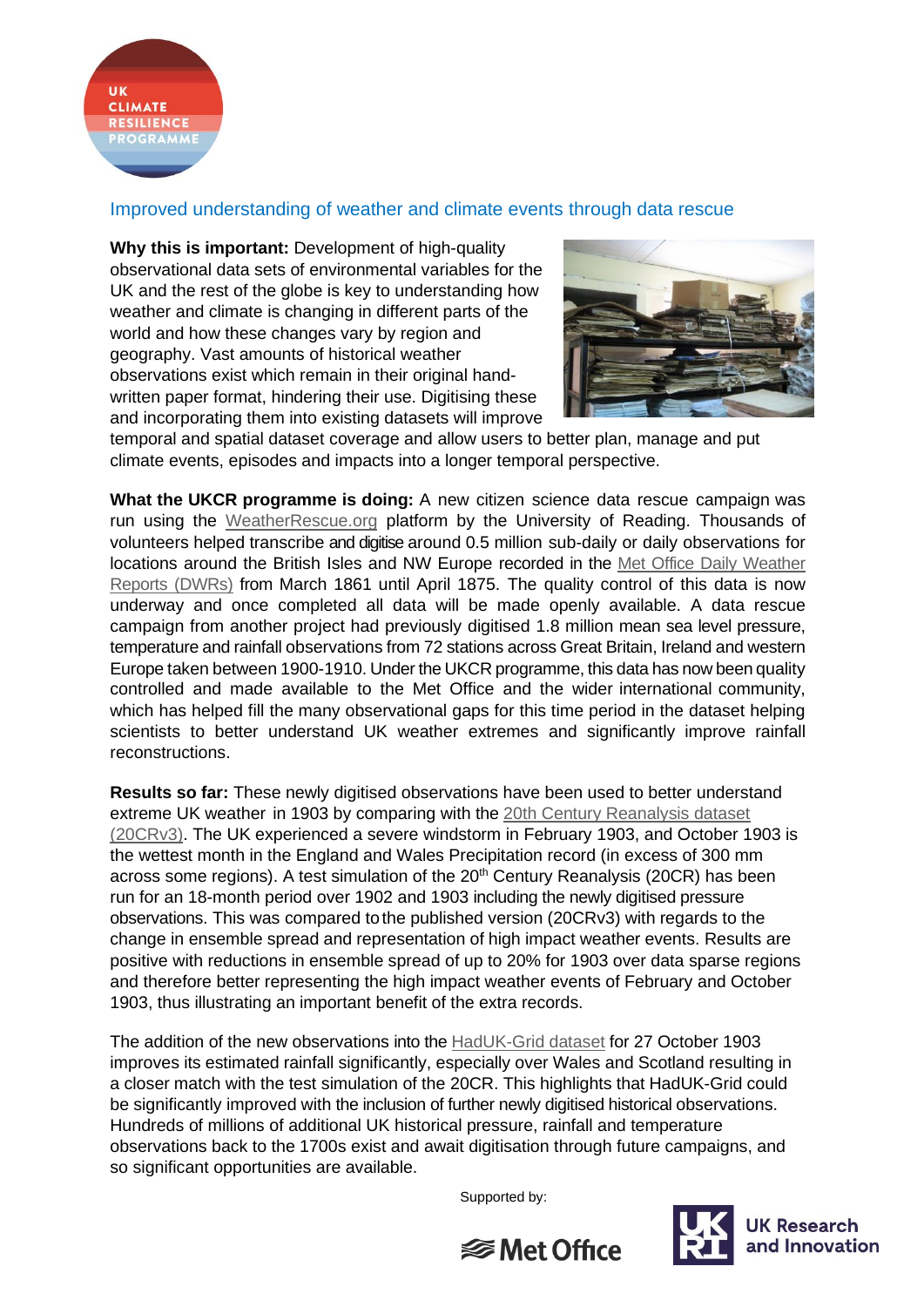UK CLIMATE RESILIENCE PROGRAMME

## Improved understanding of weather and climate events through data rescue

**Why this is important:** Development of high-quality observational data sets of environmental variables for the UK and the rest of the globe is key to understanding how weather and climate is changing in different parts of the world and how these changes vary by region and geography. Vast amounts of historical weather observations exist which remain in their original hand-written paper format, hindering their use. Digitising these and incorporating them into existing datasets will improve temporal and spatial dataset coverage and allow users to better plan, manage and put climate events, episodes and impacts into a longer temporal perspective.

**What the UKCR programme is doing:** A new citizen science data rescue campaign was run using the WeatherRescue.org platform by the University of Reading. Thousands of volunteers helped transcribe and digitise around 0.5 million sub-daily or daily observations for locations around the British Isles and NW Europe recorded in the Met Office Daily Weather Reports (DWRs) from March 1861 until April 1875. The quality control of this data is now underway and once completed all data will be made openly available. A data rescue campaign from another project had previously digitised 1.8 million mean sea level pressure, temperature and rainfall observations from 72 stations across Great Britain, Ireland and western Europe taken between 1900-1910. Under the UKCR programme, this data has now been quality controlled and made available to the Met Office and the wider international community, which has helped fill the many observational gaps for this time period in the dataset helping scientists to better understand UK weather extremes and significantly improve rainfall reconstructions.

**Results so far:** These newly digitised observations have been used to better understand extreme UK weather in 1903 by comparing with the 20th Century Reanalysis dataset (20CRv3). The UK experienced a severe windstorm in February 1903, and October 1903 is the wettest month in the England and Wales Precipitation record (in excess of 300 mm across some regions). A test simulation of the 20th Century Reanalysis (20CR) has been run for an 18-month period over 1902 and 1903 including the newly digitised pressure observations. This was compared to the published version (20CRv3) with regards to the change in ensemble spread and representation of high impact weather events. Results are positive with reductions in ensemble spread of up to 20% for 1903 over data sparse regions and therefore better representing the high impact weather events of February and October 1903, thus illustrating an important benefit of the extra records.

The addition of the new observations into the HadUK-Grid dataset for 27 October 1903 improves its estimated rainfall significantly, especially over Wales and Scotland resulting in a closer match with the test simulation of the 20CR. This highlights that HadUK-Grid could be significantly improved with the inclusion of further newly digitised historical observations. Hundreds of millions of additional UK historical pressure, rainfall and temperature observations back to the 1700s exist and await digitisation through future campaigns, and so significant opportunities are available.

Supported by:

Met Office

UK Research and Innovation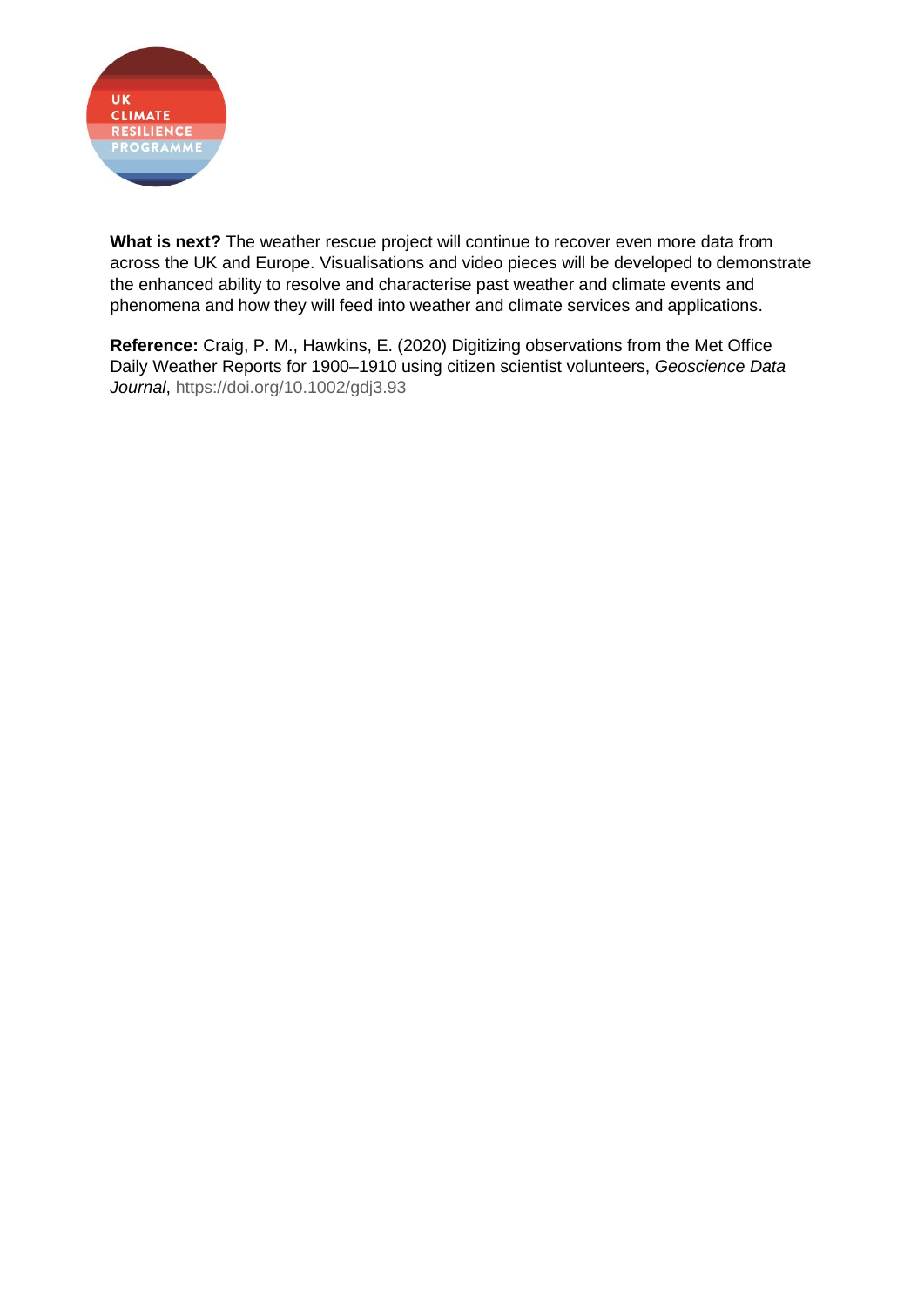**What is next?** The weather rescue project will continue to recover even more data from across the UK and Europe. Visualisations and video pieces will be developed to demonstrate the enhanced ability to resolve and characterise past weather and climate events and phenomena and how they will feed into weather and climate services and applications.

**Reference:** Craig, P. M., Hawkins, E. (2020) Digitizing observations from the Met Office Daily Weather Reports for 1900–1910 using citizen scientist volunteers, *Geoscience Data Journal*, https://doi.org/10.1002/gdj3.93